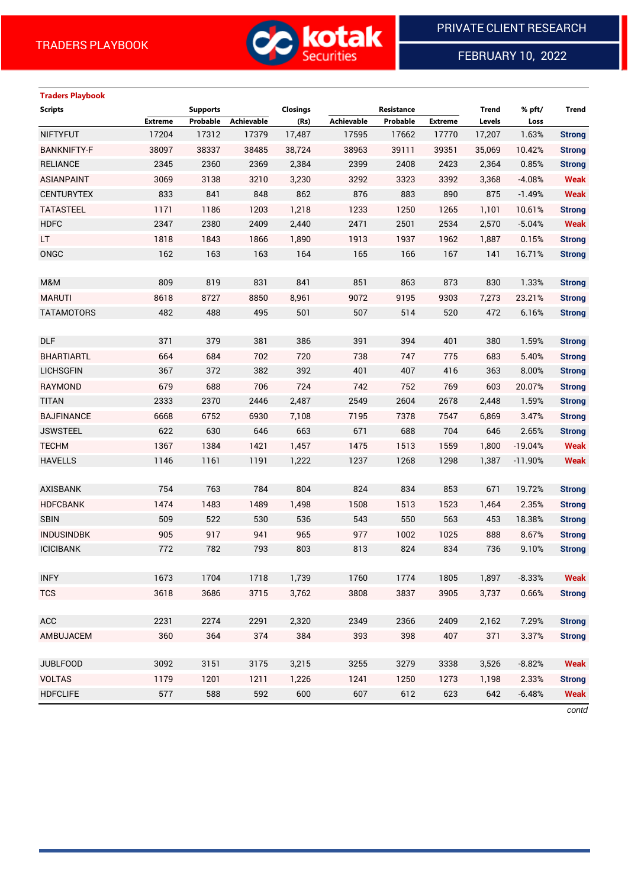TRADERS PLAYBOOK

PRIVATE CLIENT RESEARCH

FEBRUARY 10, 2022

**Traders Playbook**

| Scripts | Supports | | | Closings | Resistance | | | Trend | % pft/ | Trend |
|---|---|---|---|---|---|---|---|---|---|---|
| | Extreme | Probable | Achievable | (Rs) | Achievable | Probable | Extreme | Levels | Loss | |
| NIFTYFUT | 17204 | 17312 | 17379 | 17,487 | 17595 | 17662 | 17770 | 17,207 | 1.63% | Strong |
| BANKNIFTY-F | 38097 | 38337 | 38485 | 38,724 | 38963 | 39111 | 39351 | 35,069 | 10.42% | Strong |
| RELIANCE | 2345 | 2360 | 2369 | 2,384 | 2399 | 2408 | 2423 | 2,364 | 0.85% | Strong |
| ASIANPAINT | 3069 | 3138 | 3210 | 3,230 | 3292 | 3323 | 3392 | 3,368 | -4.08% | Weak |
| CENTURYTEX | 833 | 841 | 848 | 862 | 876 | 883 | 890 | 875 | -1.49% | Weak |
| TATASTEEL | 1171 | 1186 | 1203 | 1,218 | 1233 | 1250 | 1265 | 1,101 | 10.61% | Strong |
| HDFC | 2347 | 2380 | 2409 | 2,440 | 2471 | 2501 | 2534 | 2,570 | -5.04% | Weak |
| LT | 1818 | 1843 | 1866 | 1,890 | 1913 | 1937 | 1962 | 1,887 | 0.15% | Strong |
| ONGC | 162 | 163 | 163 | 164 | 165 | 166 | 167 | 141 | 16.71% | Strong |
| | | | | | | | | | | |
| M&M | 809 | 819 | 831 | 841 | 851 | 863 | 873 | 830 | 1.33% | Strong |
| MARUTI | 8618 | 8727 | 8850 | 8,961 | 9072 | 9195 | 9303 | 7,273 | 23.21% | Strong |
| TATAMOTORS | 482 | 488 | 495 | 501 | 507 | 514 | 520 | 472 | 6.16% | Strong |
| | | | | | | | | | | |
| DLF | 371 | 379 | 381 | 386 | 391 | 394 | 401 | 380 | 1.59% | Strong |
| BHARTIARTL | 664 | 684 | 702 | 720 | 738 | 747 | 775 | 683 | 5.40% | Strong |
| LICHSGFIN | 367 | 372 | 382 | 392 | 401 | 407 | 416 | 363 | 8.00% | Strong |
| RAYMOND | 679 | 688 | 706 | 724 | 742 | 752 | 769 | 603 | 20.07% | Strong |
| TITAN | 2333 | 2370 | 2446 | 2,487 | 2549 | 2604 | 2678 | 2,448 | 1.59% | Strong |
| BAJFINANCE | 6668 | 6752 | 6930 | 7,108 | 7195 | 7378 | 7547 | 6,869 | 3.47% | Strong |
| JSWSTEEL | 622 | 630 | 646 | 663 | 671 | 688 | 704 | 646 | 2.65% | Strong |
| TECHM | 1367 | 1384 | 1421 | 1,457 | 1475 | 1513 | 1559 | 1,800 | -19.04% | Weak |
| HAVELLS | 1146 | 1161 | 1191 | 1,222 | 1237 | 1268 | 1298 | 1,387 | -11.90% | Weak |
| | | | | | | | | | | |
| AXISBANK | 754 | 763 | 784 | 804 | 824 | 834 | 853 | 671 | 19.72% | Strong |
| HDFCBANK | 1474 | 1483 | 1489 | 1,498 | 1508 | 1513 | 1523 | 1,464 | 2.35% | Strong |
| SBIN | 509 | 522 | 530 | 536 | 543 | 550 | 563 | 453 | 18.38% | Strong |
| INDUSINDBK | 905 | 917 | 941 | 965 | 977 | 1002 | 1025 | 888 | 8.67% | Strong |
| ICICIBANK | 772 | 782 | 793 | 803 | 813 | 824 | 834 | 736 | 9.10% | Strong |
| | | | | | | | | | | |
| INFY | 1673 | 1704 | 1718 | 1,739 | 1760 | 1774 | 1805 | 1,897 | -8.33% | Weak |
| TCS | 3618 | 3686 | 3715 | 3,762 | 3808 | 3837 | 3905 | 3,737 | 0.66% | Strong |
| | | | | | | | | | | |
| ACC | 2231 | 2274 | 2291 | 2,320 | 2349 | 2366 | 2409 | 2,162 | 7.29% | Strong |
| AMBUJACEM | 360 | 364 | 374 | 384 | 393 | 398 | 407 | 371 | 3.37% | Strong |
| | | | | | | | | | | |
| JUBLFOOD | 3092 | 3151 | 3175 | 3,215 | 3255 | 3279 | 3338 | 3,526 | -8.82% | Weak |
| VOLTAS | 1179 | 1201 | 1211 | 1,226 | 1241 | 1250 | 1273 | 1,198 | 2.33% | Strong |
| HDFCLIFE | 577 | 588 | 592 | 600 | 607 | 612 | 623 | 642 | -6.48% | Weak |

*contd*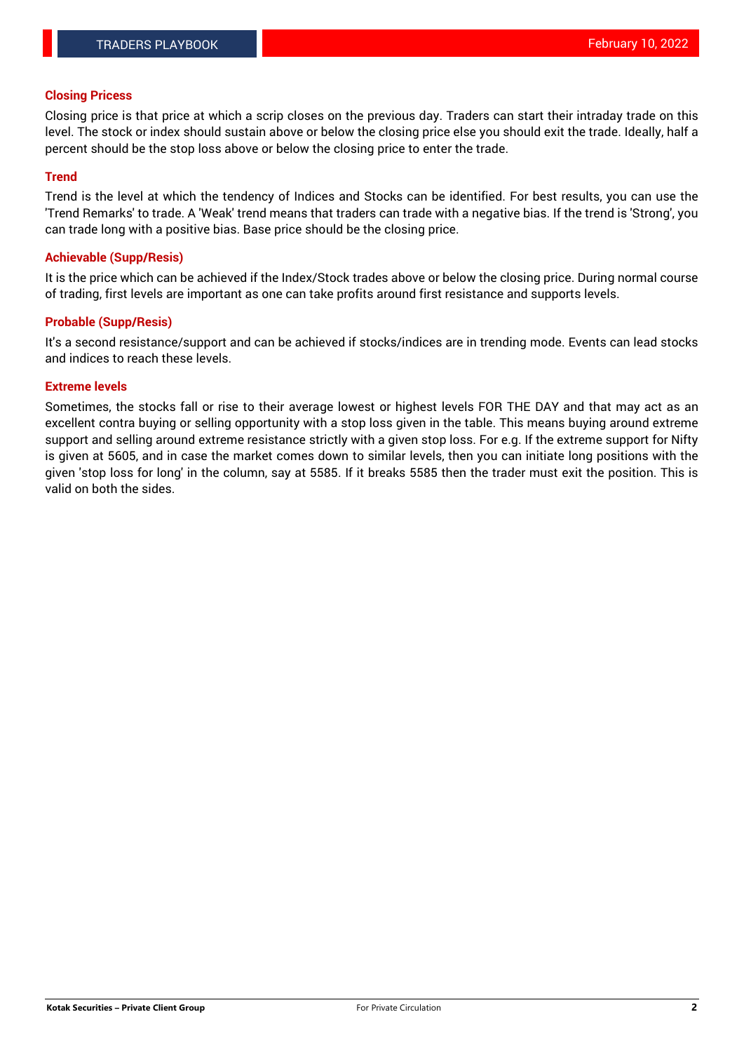## Closing Pricess

Closing price is that price at which a scrip closes on the previous day. Traders can start their intraday trade on this level. The stock or index should sustain above or below the closing price else you should exit the trade. Ideally, half a percent should be the stop loss above or below the closing price to enter the trade.

## Trend

Trend is the level at which the tendency of Indices and Stocks can be identified. For best results, you can use the 'Trend Remarks' to trade. A 'Weak' trend means that traders can trade with a negative bias. If the trend is 'Strong', you can trade long with a positive bias. Base price should be the closing price.

## Achievable (Supp/Resis)

It is the price which can be achieved if the Index/Stock trades above or below the closing price. During normal course of trading, first levels are important as one can take profits around first resistance and supports levels.

## Probable (Supp/Resis)

It's a second resistance/support and can be achieved if stocks/indices are in trending mode. Events can lead stocks and indices to reach these levels.

## Extreme levels

Sometimes, the stocks fall or rise to their average lowest or highest levels FOR THE DAY and that may act as an excellent contra buying or selling opportunity with a stop loss given in the table. This means buying around extreme support and selling around extreme resistance strictly with a given stop loss. For e.g. If the extreme support for Nifty is given at 5605, and in case the market comes down to similar levels, then you can initiate long positions with the given 'stop loss for long' in the column, say at 5585. If it breaks 5585 then the trader must exit the position. This is valid on both the sides.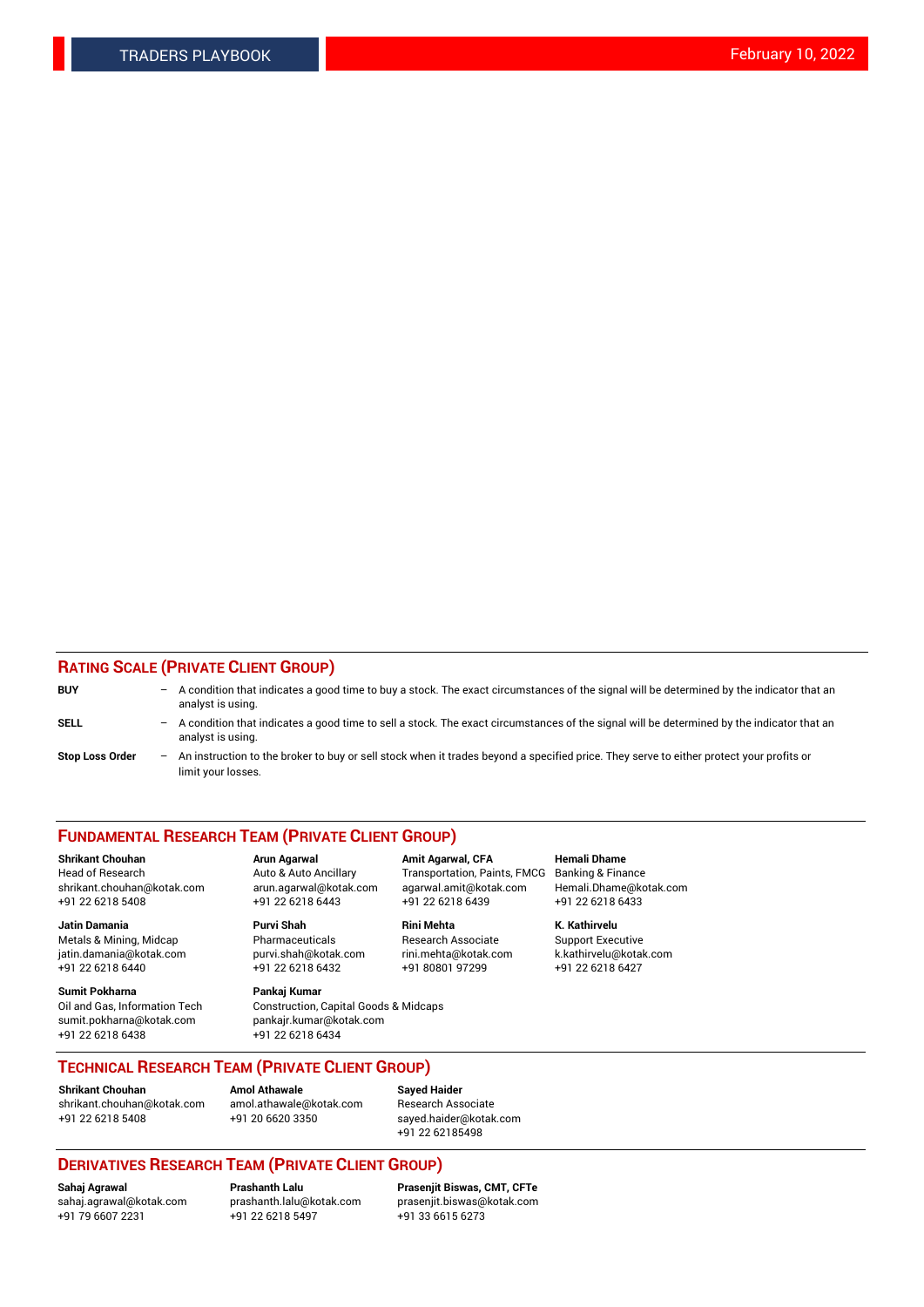## RATING SCALE (PRIVATE CLIENT GROUP)

**BUY** – A condition that indicates a good time to buy a stock. The exact circumstances of the signal will be determined by the indicator that an analyst is using.

**SELL** – A condition that indicates a good time to sell a stock. The exact circumstances of the signal will be determined by the indicator that an analyst is using.

**Stop Loss Order** – An instruction to the broker to buy or sell stock when it trades beyond a specified price. They serve to either protect your profits or limit your losses.

## FUNDAMENTAL RESEARCH TEAM (PRIVATE CLIENT GROUP)

**Shrikant Chouhan**
Head of Research
shrikant.chouhan@kotak.com
+91 22 6218 5408

**Arun Agarwal**
Auto & Auto Ancillary
arun.agarwal@kotak.com
+91 22 6218 6443

**Amit Agarwal, CFA**
Transportation, Paints, FMCG
agarwal.amit@kotak.com
+91 22 6218 6439

**Hemali Dhame**
Banking & Finance
Hemali.Dhame@kotak.com
+91 22 6218 6433

**Jatin Damania**
Metals & Mining, Midcap
jatin.damania@kotak.com
+91 22 6218 6440

**Purvi Shah**
Pharmaceuticals
purvi.shah@kotak.com
+91 22 6218 6432

**Rini Mehta**
Research Associate
rini.mehta@kotak.com
+91 80801 97299

**K. Kathirvelu**
Support Executive
k.kathirvelu@kotak.com
+91 22 6218 6427

**Sumit Pokharna**
Oil and Gas, Information Tech
sumit.pokharna@kotak.com
+91 22 6218 6438

**Pankaj Kumar**
Construction, Capital Goods & Midcaps
pankajr.kumar@kotak.com
+91 22 6218 6434

## TECHNICAL RESEARCH TEAM (PRIVATE CLIENT GROUP)

**Shrikant Chouhan**
shrikant.chouhan@kotak.com
+91 22 6218 5408

**Amol Athawale**
amol.athawale@kotak.com
+91 20 6620 3350

**Sayed Haider**
Research Associate
sayed.haider@kotak.com
+91 22 62185498

## DERIVATIVES RESEARCH TEAM (PRIVATE CLIENT GROUP)

**Sahaj Agrawal**
sahaj.agrawal@kotak.com
+91 79 6607 2231

**Prashanth Lalu**
prashanth.lalu@kotak.com
+91 22 6218 5497

**Prasenjit Biswas, CMT, CFTe**
prasenjit.biswas@kotak.com
+91 33 6615 6273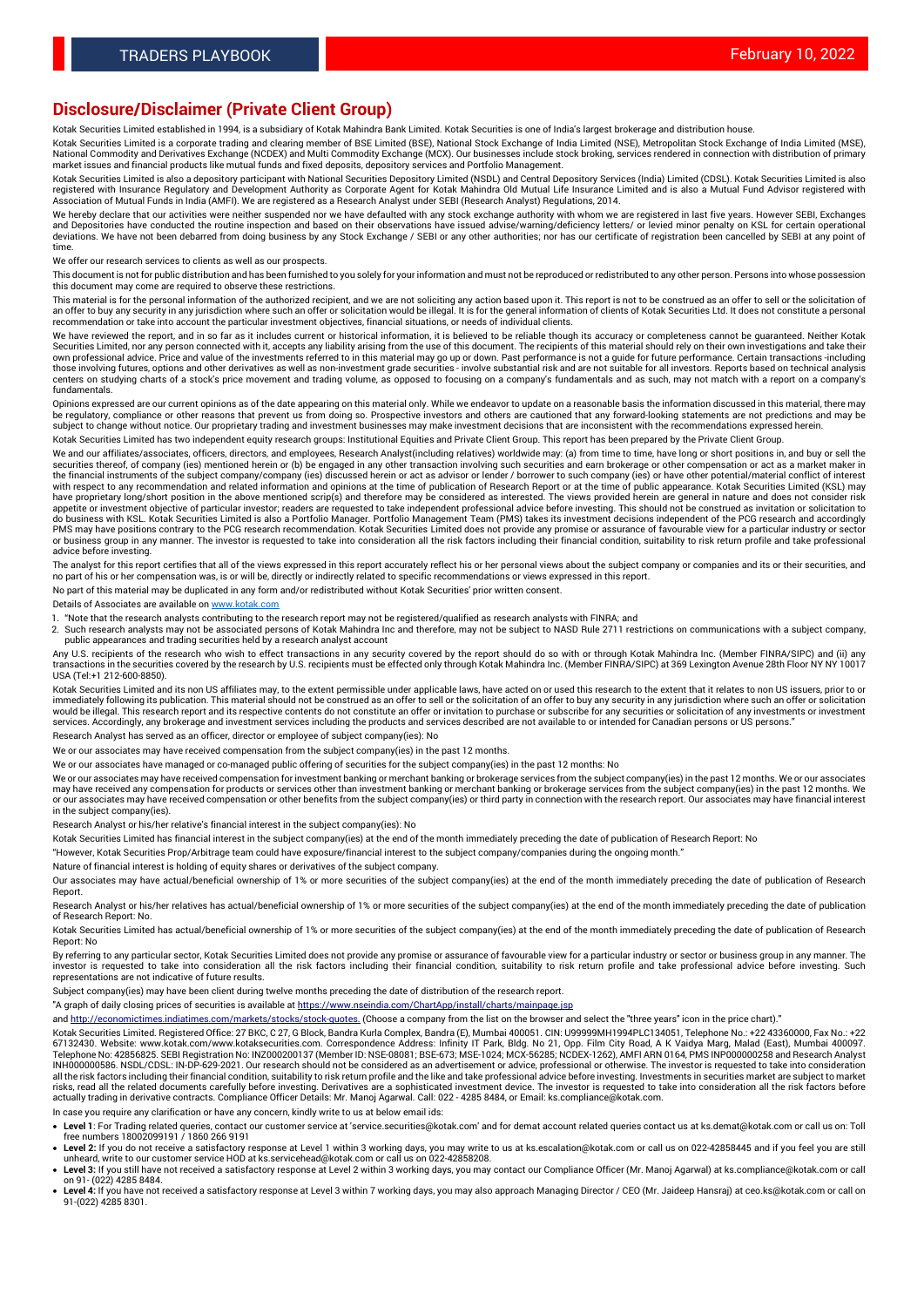# Disclosure/Disclaimer (Private Client Group)

Kotak Securities Limited established in 1994, is a subsidiary of Kotak Mahindra Bank Limited. Kotak Securities is one of India's largest brokerage and distribution house.

Kotak Securities Limited is a corporate trading and clearing member of BSE Limited (BSE), National Stock Exchange of India Limited (NSE), Metropolitan Stock Exchange of India Limited (MSE), National Commodity and Derivatives Exchange (NCDEX) and Multi Commodity Exchange (MCX). Our businesses include stock broking, services rendered in connection with distribution of primary market issues and financial products like mutual funds and fixed deposits, depository services and Portfolio Management.

Kotak Securities Limited is also a depository participant with National Securities Depository Limited (NSDL) and Central Depository Services (India) Limited (CDSL). Kotak Securities Limited is also registered with Insurance Regulatory and Development Authority as Corporate Agent for Kotak Mahindra Old Mutual Life Insurance Limited and is also a Mutual Fund Advisor registered with Association of Mutual Funds in India (AMFI). We are registered as a Research Analyst under SEBI (Research Analyst) Regulations, 2014.

We hereby declare that our activities were neither suspended nor we have defaulted with any stock exchange authority with whom we are registered in last five years. However SEBI, Exchanges and Depositories have conducted the routine inspection and based on their observations have issued advise/warning/deficiency letters/ or levied minor penalty on KSL for certain operational deviations. We have not been debarred from doing business by any Stock Exchange / SEBI or any other authorities; nor has our certificate of registration been cancelled by SEBI at any point of time.

We offer our research services to clients as well as our prospects.

This document is not for public distribution and has been furnished to you solely for your information and must not be reproduced or redistributed to any other person. Persons into whose possession this document may come are required to observe these restrictions.

This material is for the personal information of the authorized recipient, and we are not soliciting any action based upon it. This report is not to be construed as an offer to sell or the solicitation of an offer to buy any security in any jurisdiction where such an offer or solicitation would be illegal. It is for the general information of clients of Kotak Securities Ltd. It does not constitute a personal recommendation or take into account the particular investment objectives, financial situations, or needs of individual clients.

We have reviewed the report, and in so far as it includes current or historical information, it is believed to be reliable though its accuracy or completeness cannot be guaranteed. Neither Kotak Securities Limited, nor any person connected with it, accepts any liability arising from the use of this document. The recipients of this material should rely on their own investigations and take their own professional advice. Price and value of the investments referred to in this material may go up or down. Past performance is not a guide for future performance. Certain transactions -including those involving futures, options and other derivatives as well as non-investment grade securities - involve substantial risk and are not suitable for all investors. Reports based on technical analysis centers on studying charts of a stock's price movement and trading volume, as opposed to focusing on a company's fundamentals and as such, may not match with a report on a company's fundamentals.

Opinions expressed are our current opinions as of the date appearing on this material only. While we endeavor to update on a reasonable basis the information discussed in this material, there may be regulatory, compliance or other reasons that prevent us from doing so. Prospective investors and others are cautioned that any forward-looking statements are not predictions and may be subject to change without notice. Our proprietary trading and investment businesses may make investment decisions that are inconsistent with the recommendations expressed herein.

Kotak Securities Limited has two independent equity research groups: Institutional Equities and Private Client Group. This report has been prepared by the Private Client Group.

We and our affiliates/associates, officers, directors, and employees, Research Analyst(including relatives) worldwide may: (a) from time to time, have long or short positions in, and buy or sell the securities thereof, of company (ies) mentioned herein or (b) be engaged in any other transaction involving such securities and earn brokerage or other compensation or act as a market maker in the financial instruments of the subject company/company (ies) discussed herein or act as advisor or lender / borrower to such company (ies) or have other potential/material conflict of interest with respect to any recommendation and related information and opinions at the time of publication of Research Report or at the time of public appearance. Kotak Securities Limited (KSL) may have proprietary long/short position in the above mentioned scrip(s) and therefore may be considered as interested. The views provided herein are general in nature and does not consider risk appetite or investment objective of particular investor; readers are requested to take independent professional advice before investing. This should not be construed as invitation or solicitation to do business with KSL. Kotak Securities Limited is also a Portfolio Manager. Portfolio Management Team (PMS) takes its investment decisions independent of the PCG research and accordingly PMS may have positions contrary to the PCG research recommendation. Kotak Securities Limited does not provide any promise or assurance of favourable view for a particular industry or sector or business group in any manner. The investor is requested to take into consideration all the risk factors including their financial condition, suitability to risk return profile and take professional advice before investing.

The analyst for this report certifies that all of the views expressed in this report accurately reflect his or her personal views about the subject company or companies and its or their securities, and no part of his or her compensation was, is or will be, directly or indirectly related to specific recommendations or views expressed in this report.

No part of this material may be duplicated in any form and/or redistributed without Kotak Securities' prior written consent.

Details of Associates are available on www.kotak.com

1. "Note that the research analysts contributing to the research report may not be registered/qualified as research analysts with FINRA; and
2. Such research analysts may not be associated persons of Kotak Mahindra Inc and therefore, may not be subject to NASD Rule 2711 restrictions on communications with a subject company, public appearances and trading securities held by a research analyst account

Any U.S. recipients of the research who wish to effect transactions in any security covered by the report should do so with or through Kotak Mahindra Inc. (Member FINRA/SIPC) and (ii) any transactions in the securities covered by the research by U.S. recipients must be effected only through Kotak Mahindra Inc. (Member FINRA/SIPC) at 369 Lexington Avenue 28th Floor NY NY 10017 USA (Tel:+1 212-600-8850).

Kotak Securities Limited and its non US affiliates may, to the extent permissible under applicable laws, have acted on or used this research to the extent that it relates to non US issuers, prior to or immediately following its publication. This material should not be construed as an offer to sell or the solicitation of an offer to buy any security in any jurisdiction where such an offer or solicitation would be illegal. This research report and its respective contents do not constitute an offer or invitation to purchase or subscribe for any securities or solicitation of any investments or investment services. Accordingly, any brokerage and investment services including the products and services described are not available to or intended for Canadian persons or US persons."

Research Analyst has served as an officer, director or employee of subject company(ies): No

We or our associates may have received compensation from the subject company(ies) in the past 12 months.

We or our associates have managed or co-managed public offering of securities for the subject company(ies) in the past 12 months: No

We or our associates may have received compensation for investment banking or merchant banking or brokerage services from the subject company(ies) in the past 12 months. We or our associates may have received any compensation for products or services other than investment banking or merchant banking or brokerage services from the subject company(ies) in the past 12 months. We or our associates may have received compensation or other benefits from the subject company(ies) or third party in connection with the research report. Our associates may have financial interest in the subject company(ies).

Research Analyst or his/her relative's financial interest in the subject company(ies): No

Kotak Securities Limited has financial interest in the subject company(ies) at the end of the month immediately preceding the date of publication of Research Report: No

"However, Kotak Securities Prop/Arbitrage team could have exposure/financial interest to the subject company/companies during the ongoing month."

Nature of financial interest is holding of equity shares or derivatives of the subject company.

Our associates may have actual/beneficial ownership of 1% or more securities of the subject company(ies) at the end of the month immediately preceding the date of publication of Research Report.

Research Analyst or his/her relatives has actual/beneficial ownership of 1% or more securities of the subject company(ies) at the end of the month immediately preceding the date of publication of Research Report: No.

Kotak Securities Limited has actual/beneficial ownership of 1% or more securities of the subject company(ies) at the end of the month immediately preceding the date of publication of Research Report: No

By referring to any particular sector, Kotak Securities Limited does not provide any promise or assurance of favourable view for a particular industry or sector or business group in any manner. The investor is requested to take into consideration all the risk factors including their financial condition, suitability to risk return profile and take professional advice before investing. Such representations are not indicative of future results.

Subject company(ies) may have been client during twelve months preceding the date of distribution of the research report.

"A graph of daily closing prices of securities is available at https://www.nseindia.com/ChartApp/install/charts/mainpage.jsp

and http://economictimes.indiatimes.com/markets/stocks/stock-quotes. (Choose a company from the list on the browser and select the "three years" icon in the price chart)."

Kotak Securities Limited. Registered Office: 27 BKC, C 27, G Block, Bandra Kurla Complex, Bandra (E), Mumbai 400051. CIN: U99999MH1994PLC134051, Telephone No.: +22 43360000, Fax No.: +22 67132430. Website: www.kotak.com/www.kotaksecurities.com. Correspondence Address: Infinity IT Park, Bldg. No 21, Opp. Film City Road, A K Vaidya Marg, Malad (East), Mumbai 400097. Telephone No: 42856825. SEBI Registration No: INZ000200137 (Member ID: NSE-08081; BSE-673; MSE-1024; MCX-56285; NCDEX-1262), AMFI ARN 0164, PMS INP000000258 and Research Analyst INH000000586. NSDL/CDSL: IN-DP-629-2021. Our research should not be considered as an advertisement or advice, professional or otherwise. The investor is requested to take into consideration all the risk factors including their financial condition, suitability to risk return profile and the like and take professional advice before investing. Investments in securities market are subject to market risks, read all the related documents carefully before investing. Derivatives are a sophisticated investment device. The investor is requested to take into consideration all the risk factors before actually trading in derivative contracts. Compliance Officer Details: Mr. Manoj Agarwal. Call: 022 - 4285 8484, or Email: ks.compliance@kotak.com.

In case you require any clarification or have any concern, kindly write to us at below email ids:

- **Level 1**: For Trading related queries, contact our customer service at 'service.securities@kotak.com' and for demat account related queries contact us at ks.demat@kotak.com or call us on: Toll free numbers 18002099191 / 1860 266 9191
- **Level 2:** If you do not receive a satisfactory response at Level 1 within 3 working days, you may write to us at ks.escalation@kotak.com or call us on 022-42858445 and if you feel you are still unheard, write to our customer service HOD at ks.servicehead@kotak.com or call us on 022-42858208.
- **Level 3:** If you still have not received a satisfactory response at Level 2 within 3 working days, you may contact our Compliance Officer (Mr. Manoj Agarwal) at ks.compliance@kotak.com or call on 91- (022) 4285 8484.
- **Level 4:** If you have not received a satisfactory response at Level 3 within 7 working days, you may also approach Managing Director / CEO (Mr. Jaideep Hansraj) at ceo.ks@kotak.com or call on 91-(022) 4285 8301.